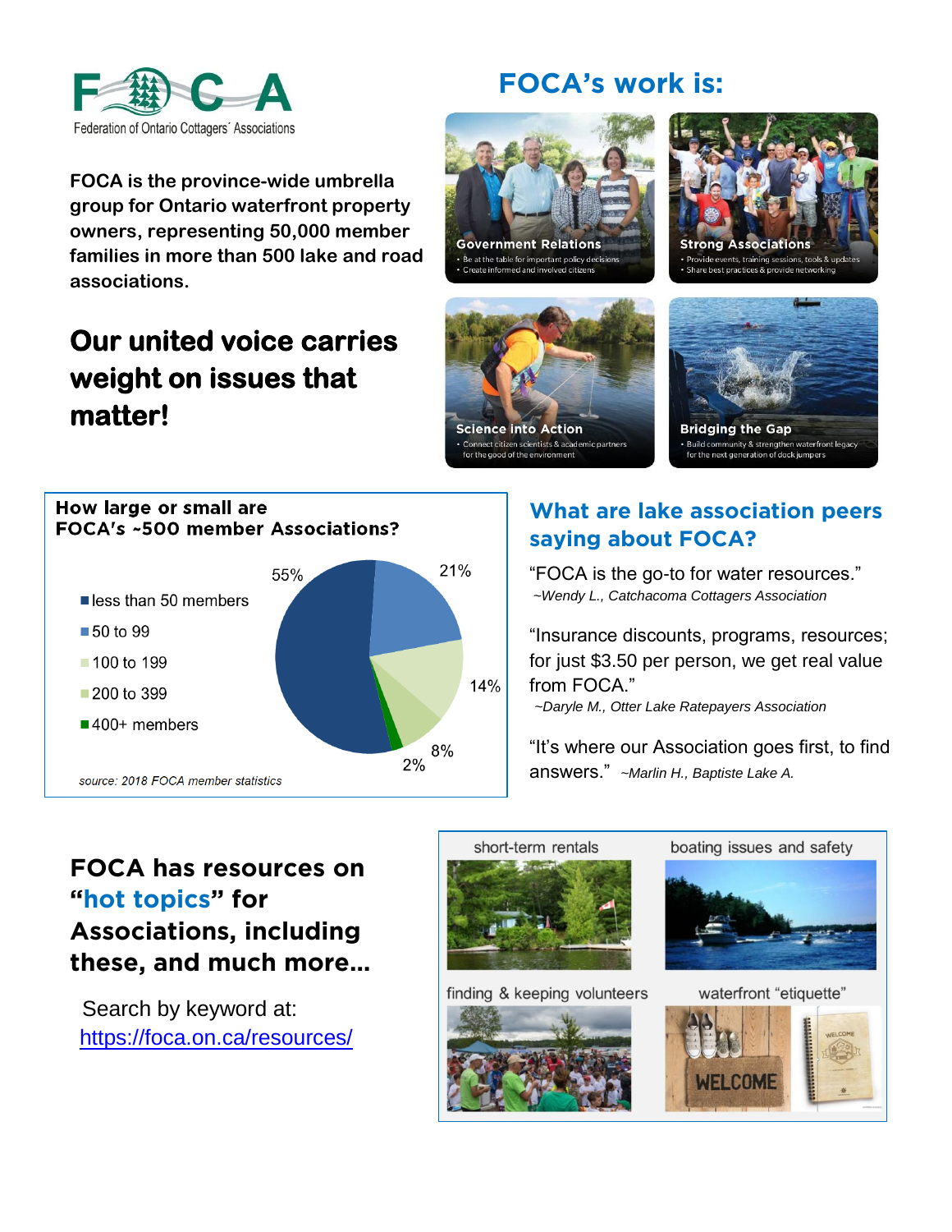FOCA

Federation of Ontario Cottagers' Associations

**FOCA is the province-wide umbrella group for Ontario waterfront property owners, representing 50,000 member families in more than 500 lake and road associations.**

## Our united voice carries weight on issues that matter!

## FOCA's work is:

**Government Relations**
- Be at the table for important policy decisions
- Create informed and involved citizens

**Strong Associations**
- Provide events, training sessions, tools & updates
- Share best practices & provide networking

**Science into Action**
- Connect citizen scientists & academic partners for the good of the environment

**Bridging the Gap**
- Build community & strengthen waterfront legacy for the next generation of dock jumpers

### How large or small are FOCA's ~500 member Associations?

| Size | Share |
|---|---|
| less than 50 members | 55% |
| 50 to 99 | 21% |
| 100 to 199 | 14% |
| 200 to 399 | 8% |
| 400+ members | 2% |

*source: 2018 FOCA member statistics*

### What are lake association peers saying about FOCA?

"FOCA is the go-to for water resources."
*~Wendy L., Catchacoma Cottagers Association*

"Insurance discounts, programs, resources; for just $3.50 per person, we get real value from FOCA."
*~Daryle M., Otter Lake Ratepayers Association*

"It's where our Association goes first, to find answers." *~Marlin H., Baptiste Lake A.*

## FOCA has resources on "hot topics" for Associations, including these, and much more...

Search by keyword at: https://foca.on.ca/resources/

- short-term rentals
- boating issues and safety
- finding & keeping volunteers
- waterfront "etiquette"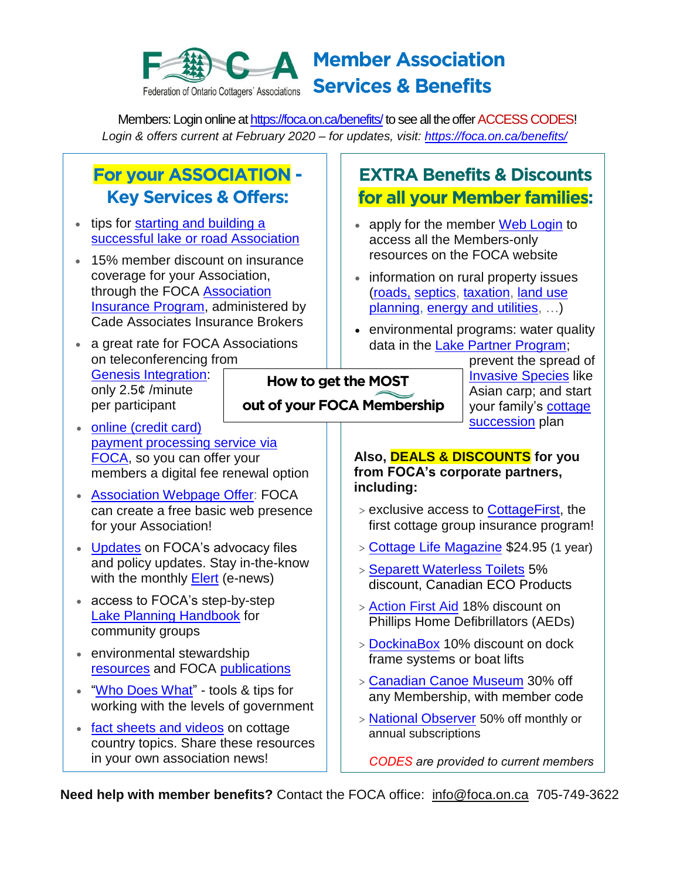# FOCA — Federation of Ontario Cottagers' Associations

# Member Association Services & Benefits

Members: Login online at https://foca.on.ca/benefits/ to see all the offer ACCESS CODES!

*Login & offers current at February 2020 – for updates, visit: https://foca.on.ca/benefits/*

## For your ASSOCIATION - Key Services & Offers:

- tips for starting and building a successful lake or road Association
- 15% member discount on insurance coverage for your Association, through the FOCA Association Insurance Program, administered by Cade Associates Insurance Brokers
- a great rate for FOCA Associations on teleconferencing from Genesis Integration: only 2.5¢ /minute per participant
- online (credit card) payment processing service via FOCA, so you can offer your members a digital fee renewal option
- Association Webpage Offer: FOCA can create a free basic web presence for your Association!
- Updates on FOCA's advocacy files and policy updates. Stay in-the-know with the monthly Elert (e-news)
- access to FOCA's step-by-step Lake Planning Handbook for community groups
- environmental stewardship resources and FOCA publications
- "Who Does What" - tools & tips for working with the levels of government
- fact sheets and videos on cottage country topics. Share these resources in your own association news!

**How to get the MOST out of your FOCA Membership**

## EXTRA Benefits & Discounts for all your Member families:

- apply for the member Web Login to access all the Members-only resources on the FOCA website
- information on rural property issues (roads, septics, taxation, land use planning, energy and utilities, …)
- environmental programs: water quality data in the Lake Partner Program; prevent the spread of Invasive Species like Asian carp; and start your family's cottage succession plan

**Also, DEALS & DISCOUNTS for you from FOCA's corporate partners, including:**

- > exclusive access to CottageFirst, the first cottage group insurance program!
- > Cottage Life Magazine $24.95 (1 year)
- > Separett Waterless Toilets 5% discount, Canadian ECO Products
- > Action First Aid 18% discount on Phillips Home Defibrillators (AEDs)
- > DockinaBox 10% discount on dock frame systems or boat lifts
- > Canadian Canoe Museum 30% off any Membership, with member code
- > National Observer 50% off monthly or annual subscriptions

*CODES are provided to current members*

**Need help with member benefits?** Contact the FOCA office: info@foca.on.ca 705-749-3622